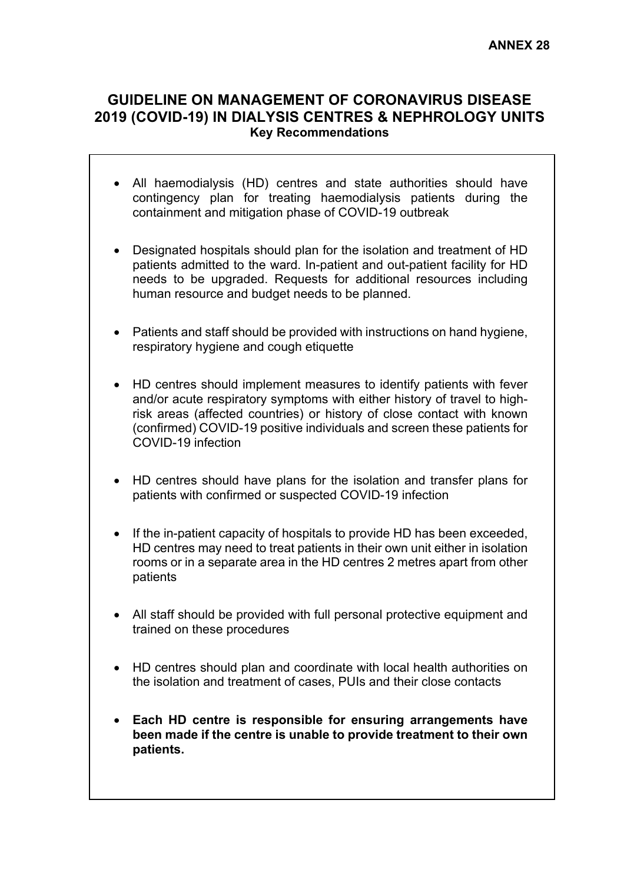**ANNEX 28**

# GUIDELINE ON MANAGEMENT OF CORONAVIRUS DISEASE 2019 (COVID-19) IN DIALYSIS CENTRES & NEPHROLOGY UNITS

**Key Recommendations**

- All haemodialysis (HD) centres and state authorities should have contingency plan for treating haemodialysis patients during the containment and mitigation phase of COVID-19 outbreak
- Designated hospitals should plan for the isolation and treatment of HD patients admitted to the ward. In-patient and out-patient facility for HD needs to be upgraded. Requests for additional resources including human resource and budget needs to be planned.
- Patients and staff should be provided with instructions on hand hygiene, respiratory hygiene and cough etiquette
- HD centres should implement measures to identify patients with fever and/or acute respiratory symptoms with either history of travel to high-risk areas (affected countries) or history of close contact with known (confirmed) COVID-19 positive individuals and screen these patients for COVID-19 infection
- HD centres should have plans for the isolation and transfer plans for patients with confirmed or suspected COVID-19 infection
- If the in-patient capacity of hospitals to provide HD has been exceeded, HD centres may need to treat patients in their own unit either in isolation rooms or in a separate area in the HD centres 2 metres apart from other patients
- All staff should be provided with full personal protective equipment and trained on these procedures
- HD centres should plan and coordinate with local health authorities on the isolation and treatment of cases, PUIs and their close contacts
- **Each HD centre is responsible for ensuring arrangements have been made if the centre is unable to provide treatment to their own patients.**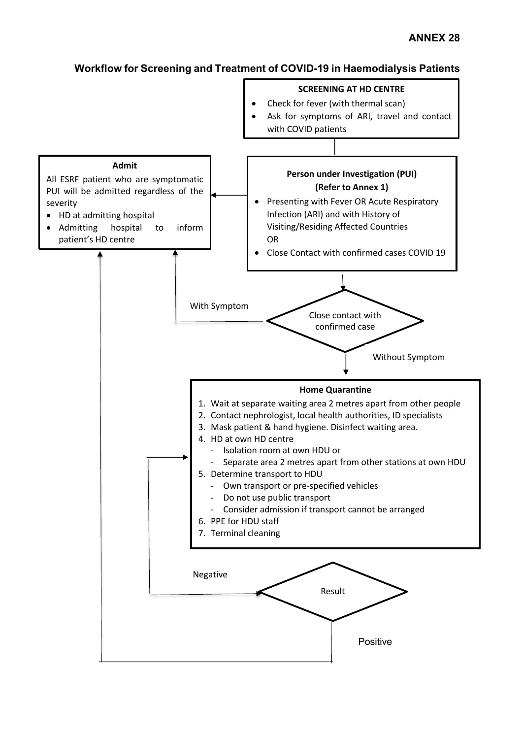**ANNEX 28**

## Workflow for Screening and Treatment of COVID-19 in Haemodialysis Patients

**SCREENING AT HD CENTRE**

- Check for fever (with thermal scan)
- Ask for symptoms of ARI, travel and contact with COVID patients

**Person under Investigation (PUI)**
**(Refer to Annex 1)**

- Presenting with Fever OR Acute Respiratory Infection (ARI) and with History of Visiting/Residing Affected Countries
  OR
- Close Contact with confirmed cases COVID 19

**Admit**

All ESRF patient who are symptomatic PUI will be admitted regardless of the severity

- HD at admitting hospital
- Admitting hospital to inform patient's HD centre

Close contact with confirmed case

With Symptom

Without Symptom

**Home Quarantine**

1. Wait at separate waiting area 2 metres apart from other people
2. Contact nephrologist, local health authorities, ID specialists
3. Mask patient & hand hygiene. Disinfect waiting area.
4. HD at own HD centre
   - Isolation room at own HDU or
   - Separate area 2 metres apart from other stations at own HDU
5. Determine transport to HDU
   - Own transport or pre-specified vehicles
   - Do not use public transport
   - Consider admission if transport cannot be arranged
6. PPE for HDU staff
7. Terminal cleaning

Result

Negative

Positive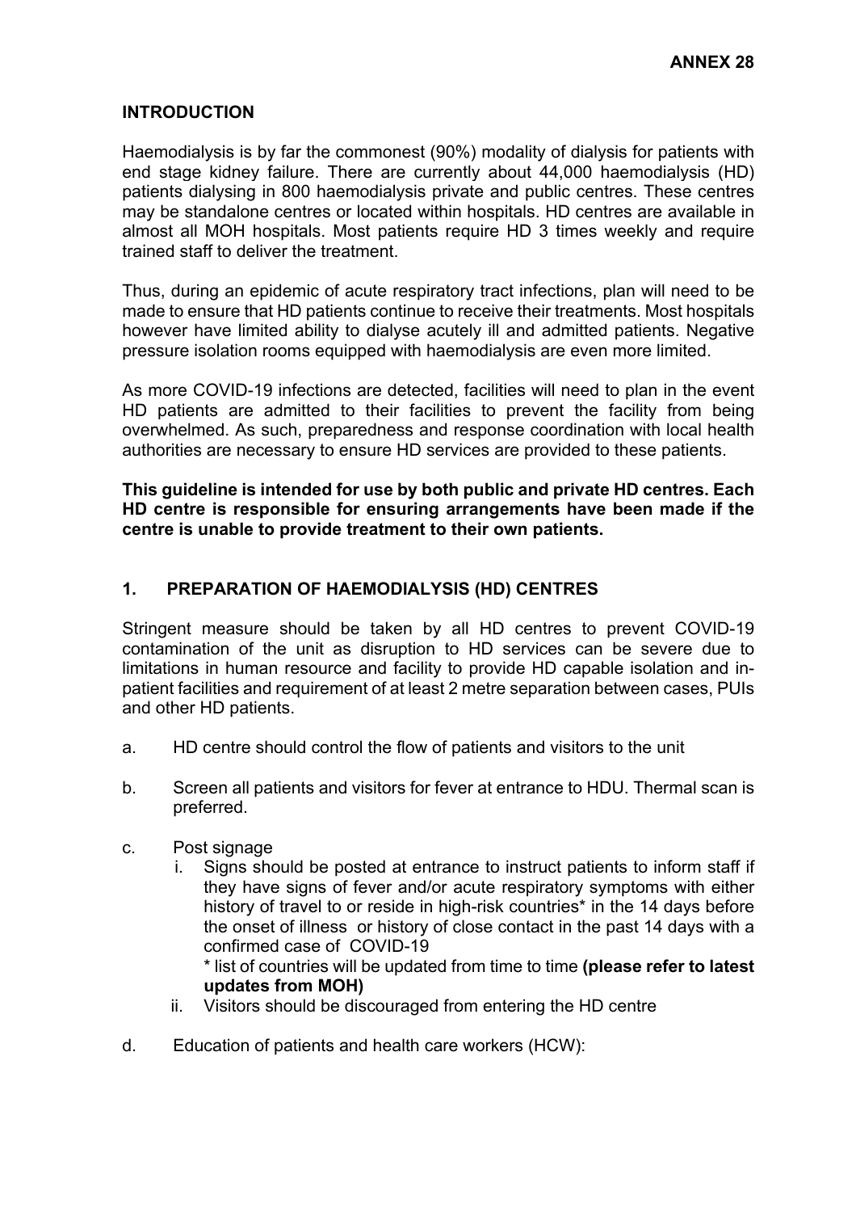**ANNEX 28**

## INTRODUCTION

Haemodialysis is by far the commonest (90%) modality of dialysis for patients with end stage kidney failure. There are currently about 44,000 haemodialysis (HD) patients dialysing in 800 haemodialysis private and public centres. These centres may be standalone centres or located within hospitals. HD centres are available in almost all MOH hospitals. Most patients require HD 3 times weekly and require trained staff to deliver the treatment.

Thus, during an epidemic of acute respiratory tract infections, plan will need to be made to ensure that HD patients continue to receive their treatments. Most hospitals however have limited ability to dialyse acutely ill and admitted patients. Negative pressure isolation rooms equipped with haemodialysis are even more limited.

As more COVID-19 infections are detected, facilities will need to plan in the event HD patients are admitted to their facilities to prevent the facility from being overwhelmed. As such, preparedness and response coordination with local health authorities are necessary to ensure HD services are provided to these patients.

**This guideline is intended for use by both public and private HD centres. Each HD centre is responsible for ensuring arrangements have been made if the centre is unable to provide treatment to their own patients.**

## 1. PREPARATION OF HAEMODIALYSIS (HD) CENTRES

Stringent measure should be taken by all HD centres to prevent COVID-19 contamination of the unit as disruption to HD services can be severe due to limitations in human resource and facility to provide HD capable isolation and in-patient facilities and requirement of at least 2 metre separation between cases, PUIs and other HD patients.

a. HD centre should control the flow of patients and visitors to the unit

b. Screen all patients and visitors for fever at entrance to HDU. Thermal scan is preferred.

c. Post signage
   i. Signs should be posted at entrance to instruct patients to inform staff if they have signs of fever and/or acute respiratory symptoms with either history of travel to or reside in high-risk countries* in the 14 days before the onset of illness or history of close contact in the past 14 days with a confirmed case of COVID-19
   
   * list of countries will be updated from time to time **(please refer to latest updates from MOH)**
   
   ii. Visitors should be discouraged from entering the HD centre

d. Education of patients and health care workers (HCW):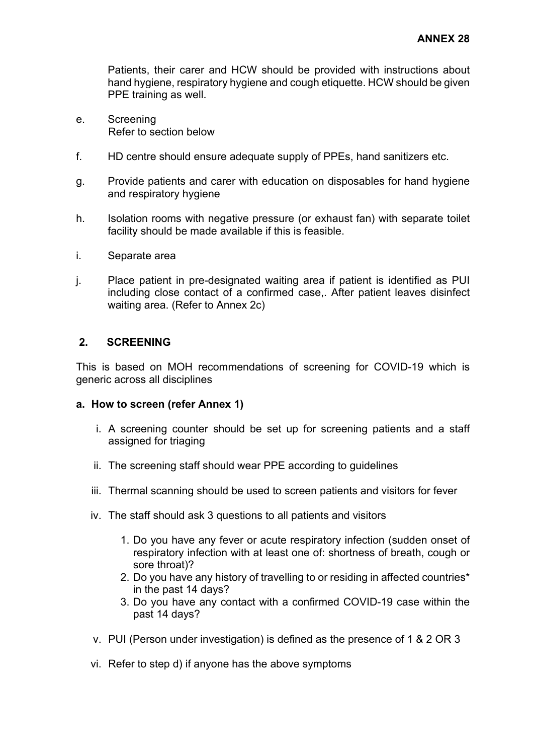Patients, their carer and HCW should be provided with instructions about hand hygiene, respiratory hygiene and cough etiquette. HCW should be given PPE training as well.

e. Screening
   Refer to section below

f. HD centre should ensure adequate supply of PPEs, hand sanitizers etc.

g. Provide patients and carer with education on disposables for hand hygiene and respiratory hygiene

h. Isolation rooms with negative pressure (or exhaust fan) with separate toilet facility should be made available if this is feasible.

i. Separate area

j. Place patient in pre-designated waiting area if patient is identified as PUI including close contact of a confirmed case,. After patient leaves disinfect waiting area. (Refer to Annex 2c)

## 2. SCREENING

This is based on MOH recommendations of screening for COVID-19 which is generic across all disciplines

### a. How to screen (refer Annex 1)

i. A screening counter should be set up for screening patients and a staff assigned for triaging

ii. The screening staff should wear PPE according to guidelines

iii. Thermal scanning should be used to screen patients and visitors for fever

iv. The staff should ask 3 questions to all patients and visitors

   1. Do you have any fever or acute respiratory infection (sudden onset of respiratory infection with at least one of: shortness of breath, cough or sore throat)?
   2. Do you have any history of travelling to or residing in affected countries* in the past 14 days?
   3. Do you have any contact with a confirmed COVID-19 case within the past 14 days?

v. PUI (Person under investigation) is defined as the presence of 1 & 2 OR 3

vi. Refer to step d) if anyone has the above symptoms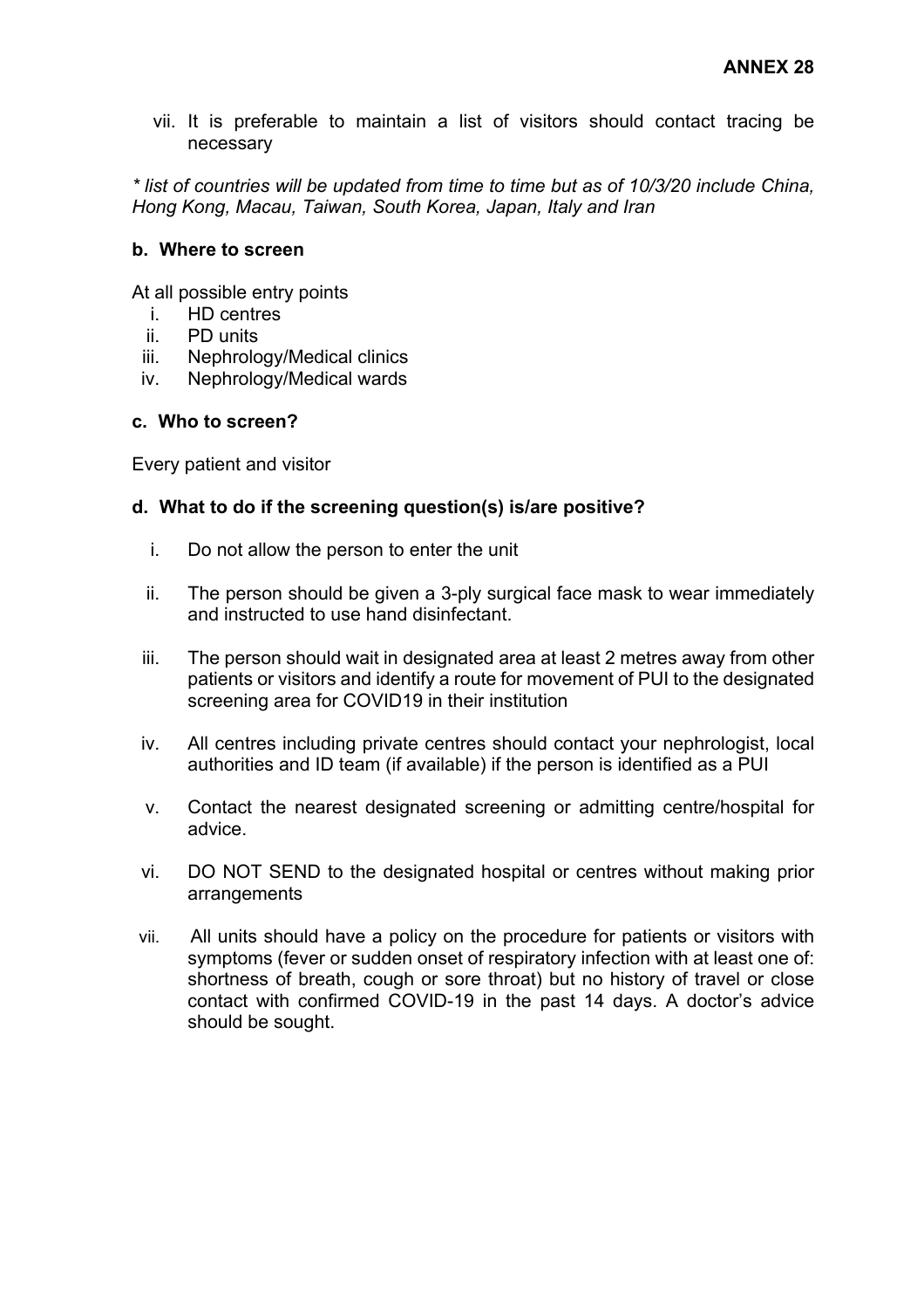**ANNEX 28**

vii. It is preferable to maintain a list of visitors should contact tracing be necessary

*\* list of countries will be updated from time to time but as of 10/3/20 include China, Hong Kong, Macau, Taiwan, South Korea, Japan, Italy and Iran*

**b. Where to screen**

At all possible entry points

i. HD centres
ii. PD units
iii. Nephrology/Medical clinics
iv. Nephrology/Medical wards

**c. Who to screen?**

Every patient and visitor

**d. What to do if the screening question(s) is/are positive?**

i. Do not allow the person to enter the unit

ii. The person should be given a 3-ply surgical face mask to wear immediately and instructed to use hand disinfectant.

iii. The person should wait in designated area at least 2 metres away from other patients or visitors and identify a route for movement of PUI to the designated screening area for COVID19 in their institution

iv. All centres including private centres should contact your nephrologist, local authorities and ID team (if available) if the person is identified as a PUI

v. Contact the nearest designated screening or admitting centre/hospital for advice.

vi. DO NOT SEND to the designated hospital or centres without making prior arrangements

vii. All units should have a policy on the procedure for patients or visitors with symptoms (fever or sudden onset of respiratory infection with at least one of: shortness of breath, cough or sore throat) but no history of travel or close contact with confirmed COVID-19 in the past 14 days. A doctor's advice should be sought.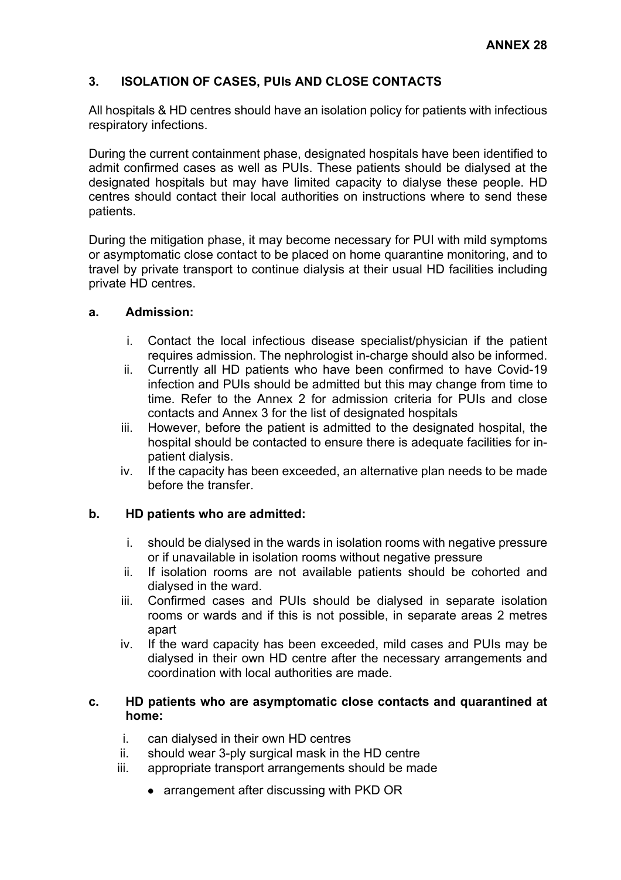**ANNEX 28**

## 3. ISOLATION OF CASES, PUIs AND CLOSE CONTACTS

All hospitals & HD centres should have an isolation policy for patients with infectious respiratory infections.

During the current containment phase, designated hospitals have been identified to admit confirmed cases as well as PUIs. These patients should be dialysed at the designated hospitals but may have limited capacity to dialyse these people. HD centres should contact their local authorities on instructions where to send these patients.

During the mitigation phase, it may become necessary for PUI with mild symptoms or asymptomatic close contact to be placed on home quarantine monitoring, and to travel by private transport to continue dialysis at their usual HD facilities including private HD centres.

### a. Admission:

i. Contact the local infectious disease specialist/physician if the patient requires admission. The nephrologist in-charge should also be informed.

ii. Currently all HD patients who have been confirmed to have Covid-19 infection and PUIs should be admitted but this may change from time to time. Refer to the Annex 2 for admission criteria for PUIs and close contacts and Annex 3 for the list of designated hospitals

iii. However, before the patient is admitted to the designated hospital, the hospital should be contacted to ensure there is adequate facilities for in-patient dialysis.

iv. If the capacity has been exceeded, an alternative plan needs to be made before the transfer.

### b. HD patients who are admitted:

i. should be dialysed in the wards in isolation rooms with negative pressure or if unavailable in isolation rooms without negative pressure

ii. If isolation rooms are not available patients should be cohorted and dialysed in the ward.

iii. Confirmed cases and PUIs should be dialysed in separate isolation rooms or wards and if this is not possible, in separate areas 2 metres apart

iv. If the ward capacity has been exceeded, mild cases and PUIs may be dialysed in their own HD centre after the necessary arrangements and coordination with local authorities are made.

### c. HD patients who are asymptomatic close contacts and quarantined at home:

i. can dialysed in their own HD centres

ii. should wear 3-ply surgical mask in the HD centre

iii. appropriate transport arrangements should be made

- arrangement after discussing with PKD OR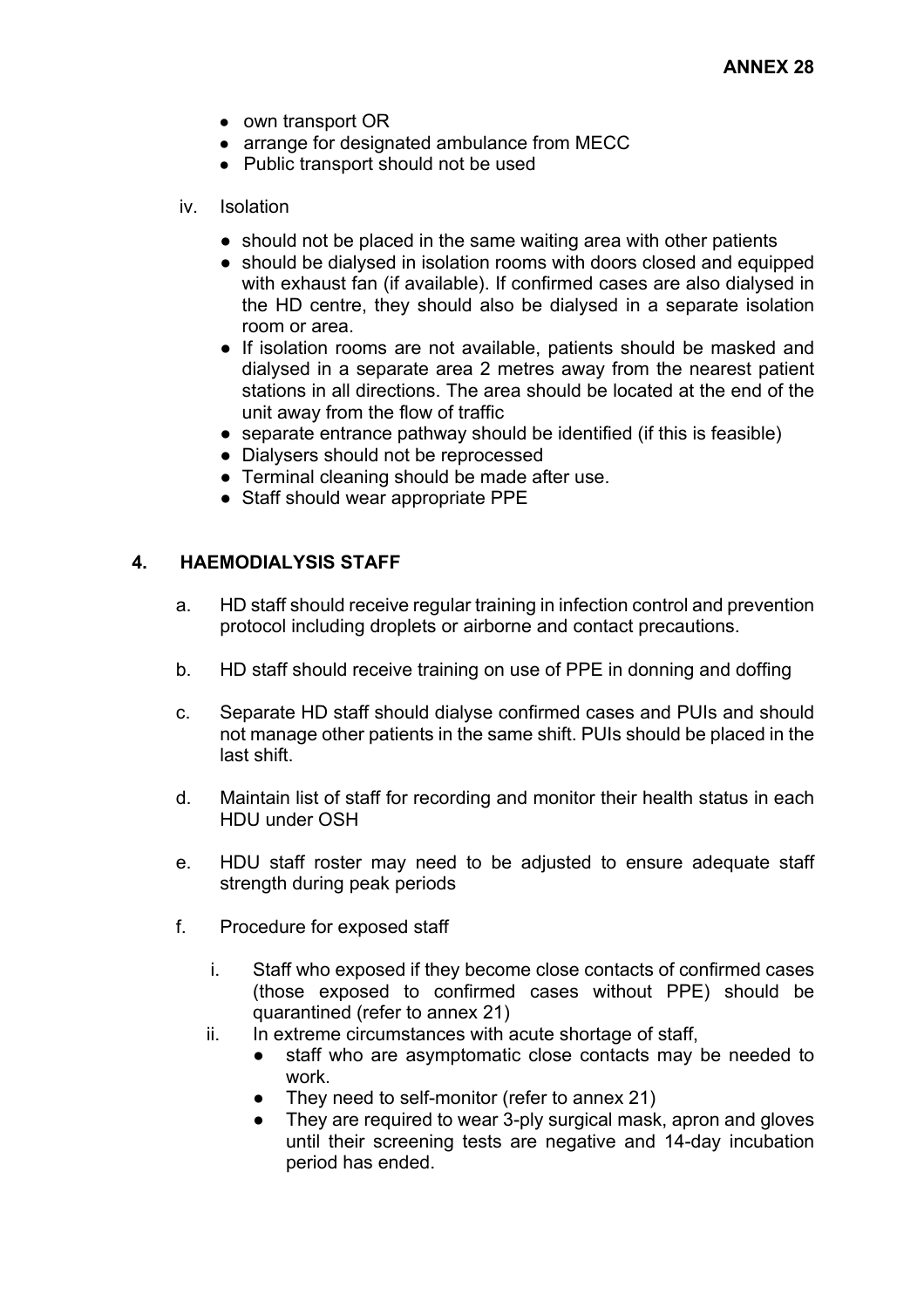- own transport OR
- arrange for designated ambulance from MECC
- Public transport should not be used

iv. Isolation

- should not be placed in the same waiting area with other patients
- should be dialysed in isolation rooms with doors closed and equipped with exhaust fan (if available). If confirmed cases are also dialysed in the HD centre, they should also be dialysed in a separate isolation room or area.
- If isolation rooms are not available, patients should be masked and dialysed in a separate area 2 metres away from the nearest patient stations in all directions. The area should be located at the end of the unit away from the flow of traffic
- separate entrance pathway should be identified (if this is feasible)
- Dialysers should not be reprocessed
- Terminal cleaning should be made after use.
- Staff should wear appropriate PPE

## 4. HAEMODIALYSIS STAFF

a. HD staff should receive regular training in infection control and prevention protocol including droplets or airborne and contact precautions.

b. HD staff should receive training on use of PPE in donning and doffing

c. Separate HD staff should dialyse confirmed cases and PUIs and should not manage other patients in the same shift. PUIs should be placed in the last shift.

d. Maintain list of staff for recording and monitor their health status in each HDU under OSH

e. HDU staff roster may need to be adjusted to ensure adequate staff strength during peak periods

f. Procedure for exposed staff

   i. Staff who exposed if they become close contacts of confirmed cases (those exposed to confirmed cases without PPE) should be quarantined (refer to annex 21)

   ii. In extreme circumstances with acute shortage of staff,
   - staff who are asymptomatic close contacts may be needed to work.
   - They need to self-monitor (refer to annex 21)
   - They are required to wear 3-ply surgical mask, apron and gloves until their screening tests are negative and 14-day incubation period has ended.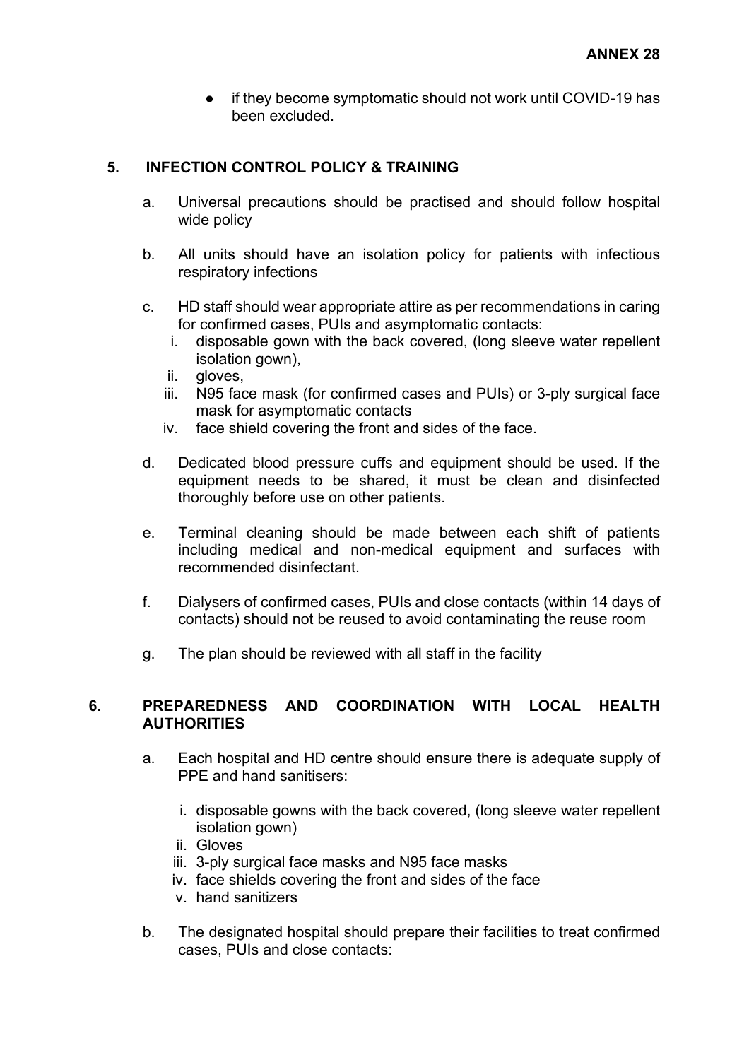- if they become symptomatic should not work until COVID-19 has been excluded.

## 5. INFECTION CONTROL POLICY & TRAINING

a. Universal precautions should be practised and should follow hospital wide policy

b. All units should have an isolation policy for patients with infectious respiratory infections

c. HD staff should wear appropriate attire as per recommendations in caring for confirmed cases, PUIs and asymptomatic contacts:

   i. disposable gown with the back covered, (long sleeve water repellent isolation gown),
   ii. gloves,
   iii. N95 face mask (for confirmed cases and PUIs) or 3-ply surgical face mask for asymptomatic contacts
   iv. face shield covering the front and sides of the face.

d. Dedicated blood pressure cuffs and equipment should be used. If the equipment needs to be shared, it must be clean and disinfected thoroughly before use on other patients.

e. Terminal cleaning should be made between each shift of patients including medical and non-medical equipment and surfaces with recommended disinfectant.

f. Dialysers of confirmed cases, PUIs and close contacts (within 14 days of contacts) should not be reused to avoid contaminating the reuse room

g. The plan should be reviewed with all staff in the facility

## 6. PREPAREDNESS AND COORDINATION WITH LOCAL HEALTH AUTHORITIES

a. Each hospital and HD centre should ensure there is adequate supply of PPE and hand sanitisers:

   i. disposable gowns with the back covered, (long sleeve water repellent isolation gown)
   ii. Gloves
   iii. 3-ply surgical face masks and N95 face masks
   iv. face shields covering the front and sides of the face
   v. hand sanitizers

b. The designated hospital should prepare their facilities to treat confirmed cases, PUIs and close contacts: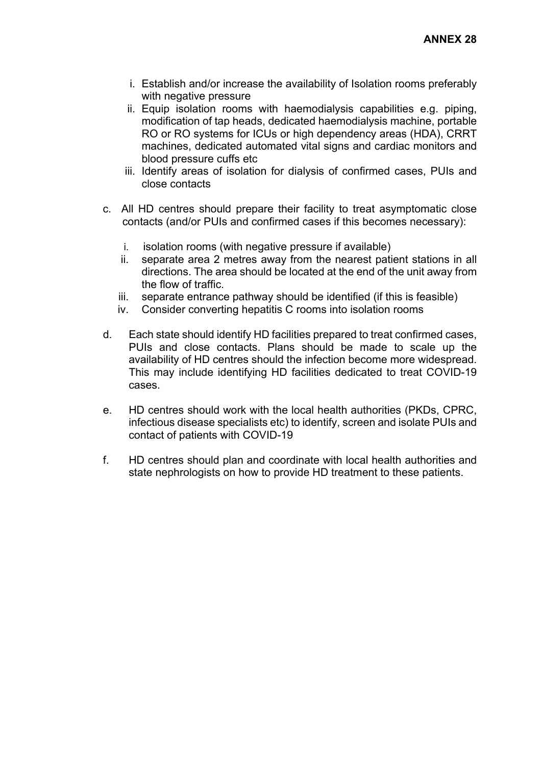**ANNEX 28**

i. Establish and/or increase the availability of Isolation rooms preferably with negative pressure
ii. Equip isolation rooms with haemodialysis capabilities e.g. piping, modification of tap heads, dedicated haemodialysis machine, portable RO or RO systems for ICUs or high dependency areas (HDA), CRRT machines, dedicated automated vital signs and cardiac monitors and blood pressure cuffs etc
iii. Identify areas of isolation for dialysis of confirmed cases, PUIs and close contacts

c. All HD centres should prepare their facility to treat asymptomatic close contacts (and/or PUIs and confirmed cases if this becomes necessary):

i. isolation rooms (with negative pressure if available)
ii. separate area 2 metres away from the nearest patient stations in all directions. The area should be located at the end of the unit away from the flow of traffic.
iii. separate entrance pathway should be identified (if this is feasible)
iv. Consider converting hepatitis C rooms into isolation rooms

d. Each state should identify HD facilities prepared to treat confirmed cases, PUIs and close contacts. Plans should be made to scale up the availability of HD centres should the infection become more widespread. This may include identifying HD facilities dedicated to treat COVID-19 cases.

e. HD centres should work with the local health authorities (PKDs, CPRC, infectious disease specialists etc) to identify, screen and isolate PUIs and contact of patients with COVID-19

f. HD centres should plan and coordinate with local health authorities and state nephrologists on how to provide HD treatment to these patients.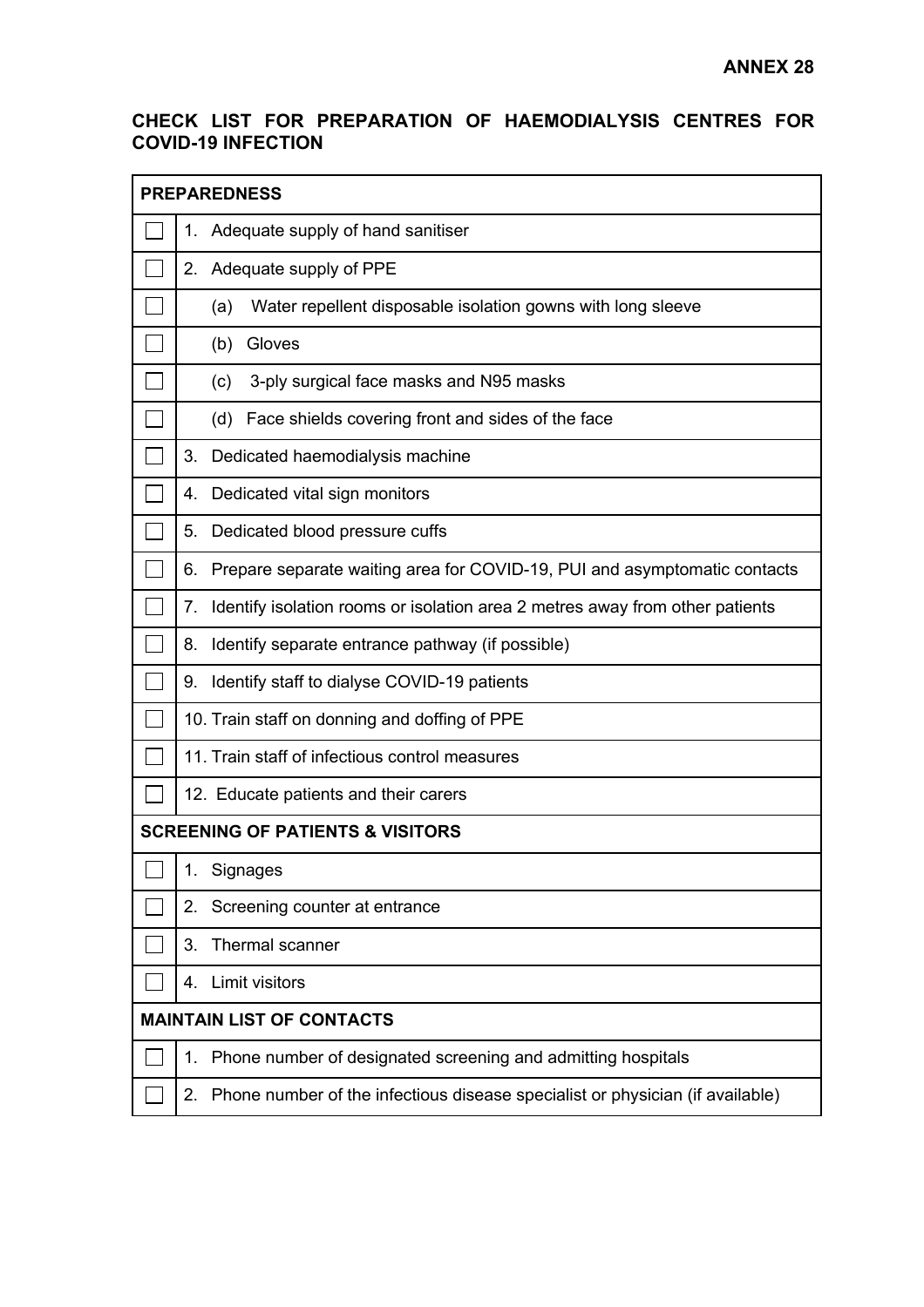**ANNEX 28**

## CHECK LIST FOR PREPARATION OF HAEMODIALYSIS CENTRES FOR COVID-19 INFECTION

| | |
|---|---|
| **PREPAREDNESS** | |
| ☐ | 1. Adequate supply of hand sanitiser |
| ☐ | 2. Adequate supply of PPE |
| ☐ | (a) Water repellent disposable isolation gowns with long sleeve |
| ☐ | (b) Gloves |
| ☐ | (c) 3-ply surgical face masks and N95 masks |
| ☐ | (d) Face shields covering front and sides of the face |
| ☐ | 3. Dedicated haemodialysis machine |
| ☐ | 4. Dedicated vital sign monitors |
| ☐ | 5. Dedicated blood pressure cuffs |
| ☐ | 6. Prepare separate waiting area for COVID-19, PUI and asymptomatic contacts |
| ☐ | 7. Identify isolation rooms or isolation area 2 metres away from other patients |
| ☐ | 8. Identify separate entrance pathway (if possible) |
| ☐ | 9. Identify staff to dialyse COVID-19 patients |
| ☐ | 10. Train staff on donning and doffing of PPE |
| ☐ | 11. Train staff of infectious control measures |
| ☐ | 12. Educate patients and their carers |
| **SCREENING OF PATIENTS & VISITORS** | |
| ☐ | 1. Signages |
| ☐ | 2. Screening counter at entrance |
| ☐ | 3. Thermal scanner |
| ☐ | 4. Limit visitors |
| **MAINTAIN LIST OF CONTACTS** | |
| ☐ | 1. Phone number of designated screening and admitting hospitals |
| ☐ | 2. Phone number of the infectious disease specialist or physician (if available) |